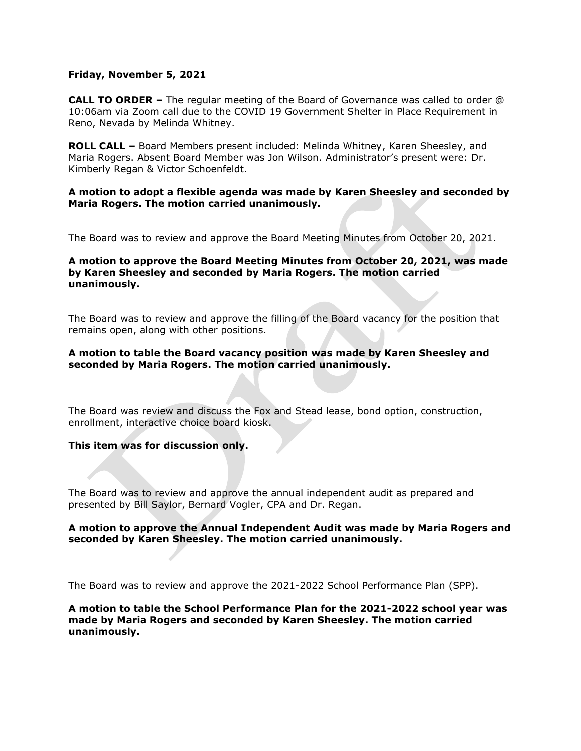**Friday, November 5, 2021**

**CALL TO ORDER –** The regular meeting of the Board of Governance was called to order @ 10:06am via Zoom call due to the COVID 19 Government Shelter in Place Requirement in Reno, Nevada by Melinda Whitney.

**ROLL CALL –** Board Members present included: Melinda Whitney, Karen Sheesley, and Maria Rogers. Absent Board Member was Jon Wilson. Administrator's present were: Dr. Kimberly Regan & Victor Schoenfeldt.

**A motion to adopt a flexible agenda was made by Karen Sheesley and seconded by Maria Rogers. The motion carried unanimously.**

The Board was to review and approve the Board Meeting Minutes from October 20, 2021.

**A motion to approve the Board Meeting Minutes from October 20, 2021, was made by Karen Sheesley and seconded by Maria Rogers. The motion carried unanimously.**

The Board was to review and approve the filling of the Board vacancy for the position that remains open, along with other positions.

**A motion to table the Board vacancy position was made by Karen Sheesley and seconded by Maria Rogers. The motion carried unanimously.**

The Board was review and discuss the Fox and Stead lease, bond option, construction, enrollment, interactive choice board kiosk.

**This item was for discussion only.**

The Board was to review and approve the annual independent audit as prepared and presented by Bill Saylor, Bernard Vogler, CPA and Dr. Regan.

**A motion to approve the Annual Independent Audit was made by Maria Rogers and seconded by Karen Sheesley. The motion carried unanimously.**

The Board was to review and approve the 2021-2022 School Performance Plan (SPP).

**A motion to table the School Performance Plan for the 2021-2022 school year was made by Maria Rogers and seconded by Karen Sheesley. The motion carried unanimously.**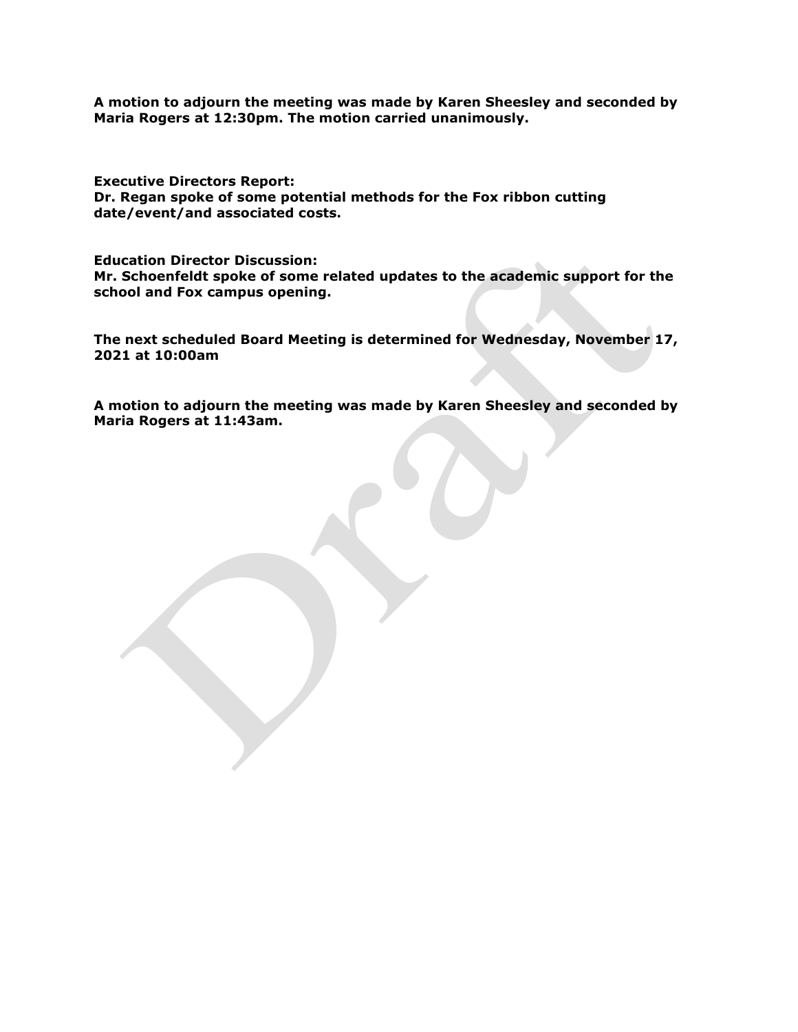**A motion to adjourn the meeting was made by Karen Sheesley and seconded by Maria Rogers at 12:30pm. The motion carried unanimously.**

**Executive Directors Report:**
**Dr. Regan spoke of some potential methods for the Fox ribbon cutting date/event/and associated costs.**

**Education Director Discussion:**
**Mr. Schoenfeldt spoke of some related updates to the academic support for the school and Fox campus opening.**

**The next scheduled Board Meeting is determined for Wednesday, November 17, 2021 at 10:00am**

**A motion to adjourn the meeting was made by Karen Sheesley and seconded by Maria Rogers at 11:43am.**